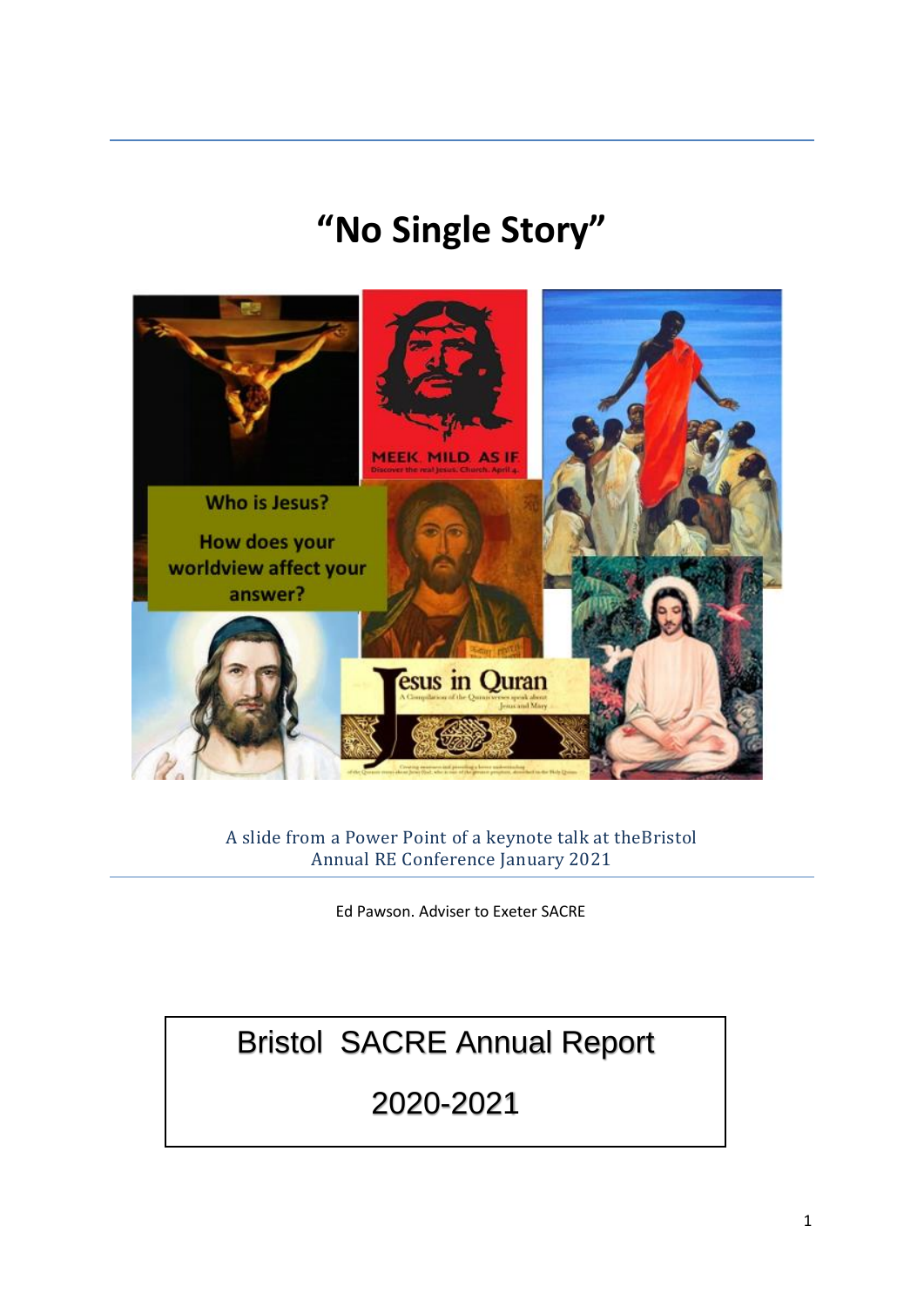# "No Single Story"

A slide from a Power Point of a keynote talk at theBristol Annual RE Conference January 2021

Ed Pawson. Adviser to Exeter SACRE

Bristol SACRE Annual Report

2020-2021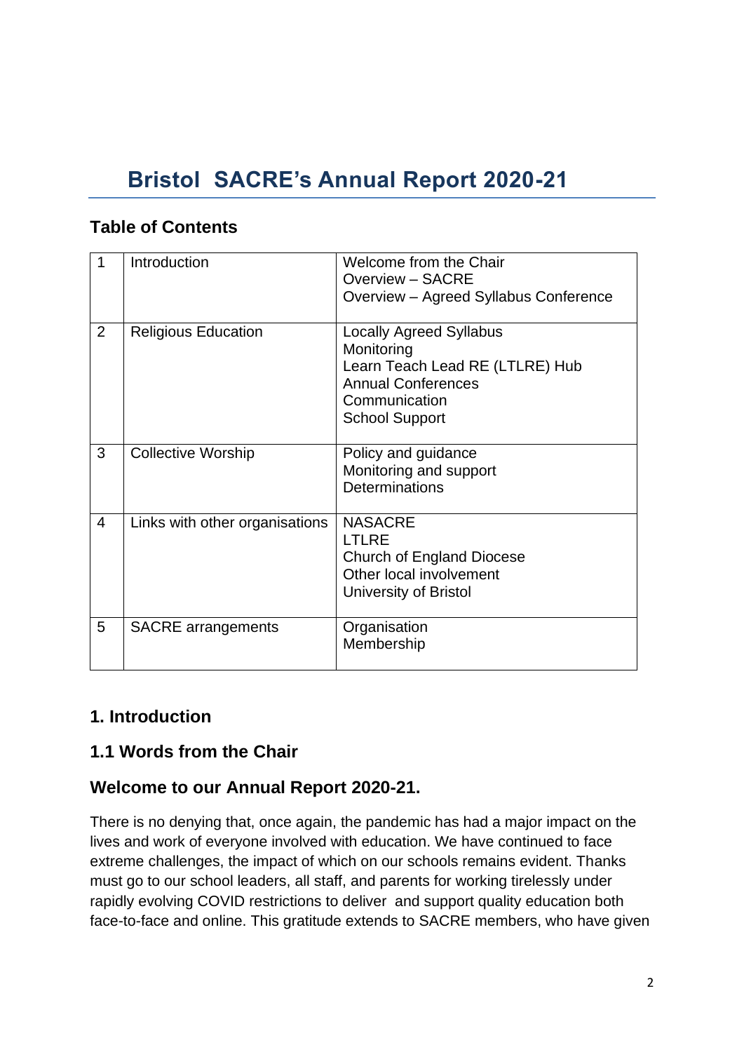# Bristol SACRE's Annual Report 2020-21

## Table of Contents

| | | |
|---|---|---|
| 1 | Introduction | Welcome from the Chair<br>Overview – SACRE<br>Overview – Agreed Syllabus Conference |
| 2 | Religious Education | Locally Agreed Syllabus<br>Monitoring<br>Learn Teach Lead RE (LTLRE) Hub<br>Annual Conferences<br>Communication<br>School Support |
| 3 | Collective Worship | Policy and guidance<br>Monitoring and support<br>Determinations |
| 4 | Links with other organisations | NASACRE<br>LTLRE<br>Church of England Diocese<br>Other local involvement<br>University of Bristol |
| 5 | SACRE arrangements | Organisation<br>Membership |

## 1. Introduction

## 1.1 Words from the Chair

## Welcome to our Annual Report 2020-21.

There is no denying that, once again, the pandemic has had a major impact on the lives and work of everyone involved with education. We have continued to face extreme challenges, the impact of which on our schools remains evident. Thanks must go to our school leaders, all staff, and parents for working tirelessly under rapidly evolving COVID restrictions to deliver and support quality education both face-to-face and online. This gratitude extends to SACRE members, who have given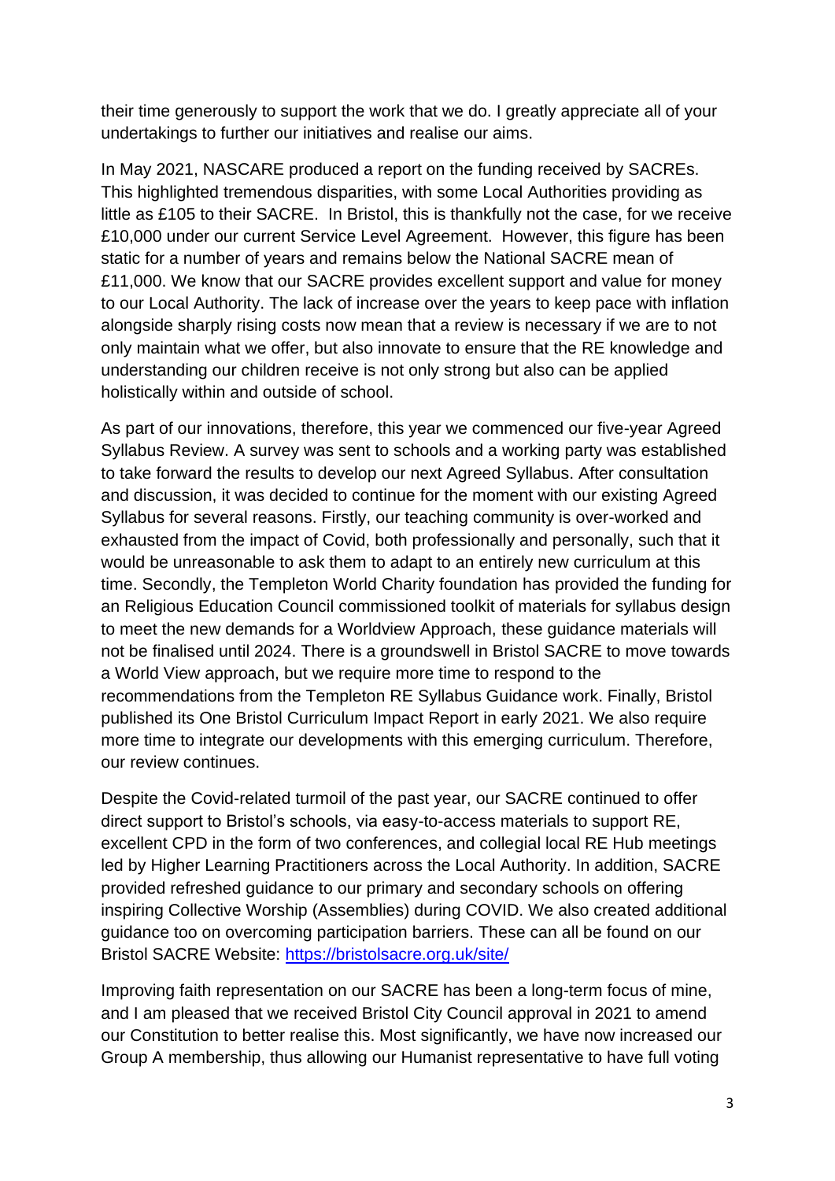their time generously to support the work that we do. I greatly appreciate all of your undertakings to further our initiatives and realise our aims.

In May 2021, NASCARE produced a report on the funding received by SACREs. This highlighted tremendous disparities, with some Local Authorities providing as little as £105 to their SACRE. In Bristol, this is thankfully not the case, for we receive £10,000 under our current Service Level Agreement. However, this figure has been static for a number of years and remains below the National SACRE mean of £11,000. We know that our SACRE provides excellent support and value for money to our Local Authority. The lack of increase over the years to keep pace with inflation alongside sharply rising costs now mean that a review is necessary if we are to not only maintain what we offer, but also innovate to ensure that the RE knowledge and understanding our children receive is not only strong but also can be applied holistically within and outside of school.

As part of our innovations, therefore, this year we commenced our five-year Agreed Syllabus Review. A survey was sent to schools and a working party was established to take forward the results to develop our next Agreed Syllabus. After consultation and discussion, it was decided to continue for the moment with our existing Agreed Syllabus for several reasons. Firstly, our teaching community is over-worked and exhausted from the impact of Covid, both professionally and personally, such that it would be unreasonable to ask them to adapt to an entirely new curriculum at this time. Secondly, the Templeton World Charity foundation has provided the funding for an Religious Education Council commissioned toolkit of materials for syllabus design to meet the new demands for a Worldview Approach, these guidance materials will not be finalised until 2024. There is a groundswell in Bristol SACRE to move towards a World View approach, but we require more time to respond to the recommendations from the Templeton RE Syllabus Guidance work. Finally, Bristol published its One Bristol Curriculum Impact Report in early 2021. We also require more time to integrate our developments with this emerging curriculum. Therefore, our review continues.

Despite the Covid-related turmoil of the past year, our SACRE continued to offer direct support to Bristol's schools, via easy-to-access materials to support RE, excellent CPD in the form of two conferences, and collegial local RE Hub meetings led by Higher Learning Practitioners across the Local Authority. In addition, SACRE provided refreshed guidance to our primary and secondary schools on offering inspiring Collective Worship (Assemblies) during COVID. We also created additional guidance too on overcoming participation barriers. These can all be found on our Bristol SACRE Website: [https://bristolsacre.org.uk/site/](https://bristolsacre.org.uk/site/)

Improving faith representation on our SACRE has been a long-term focus of mine, and I am pleased that we received Bristol City Council approval in 2021 to amend our Constitution to better realise this. Most significantly, we have now increased our Group A membership, thus allowing our Humanist representative to have full voting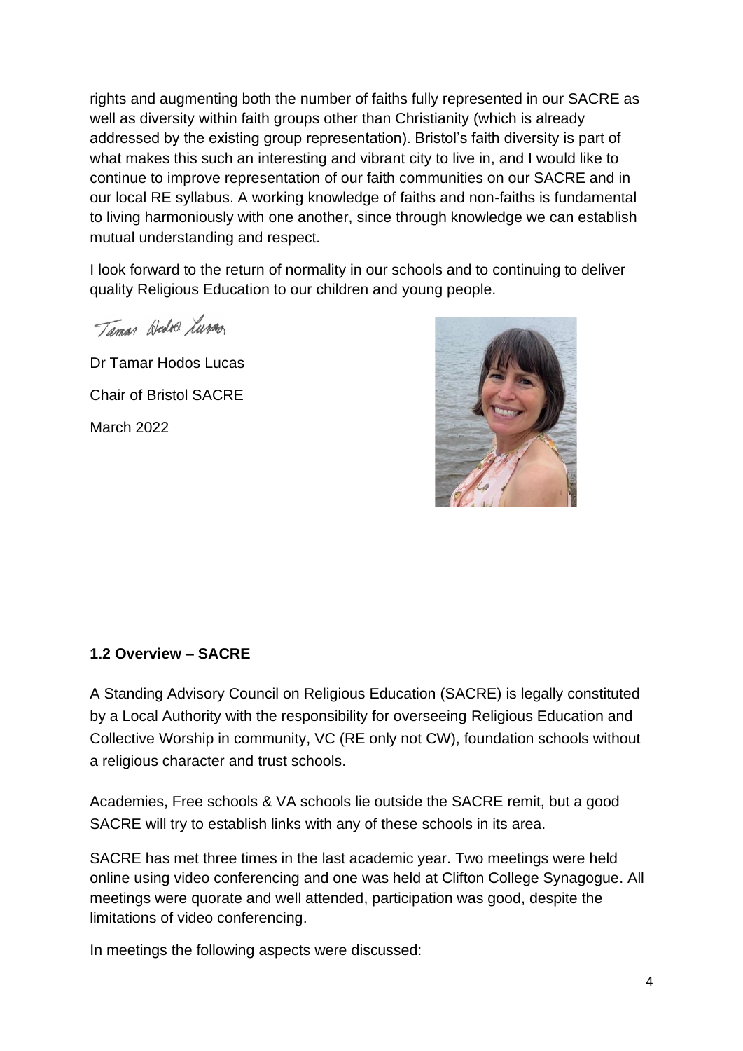rights and augmenting both the number of faiths fully represented in our SACRE as well as diversity within faith groups other than Christianity (which is already addressed by the existing group representation). Bristol's faith diversity is part of what makes this such an interesting and vibrant city to live in, and I would like to continue to improve representation of our faith communities on our SACRE and in our local RE syllabus. A working knowledge of faiths and non-faiths is fundamental to living harmoniously with one another, since through knowledge we can establish mutual understanding and respect.

I look forward to the return of normality in our schools and to continuing to deliver quality Religious Education to our children and young people.

Tamar Hodos Lucas

Dr Tamar Hodos Lucas

Chair of Bristol SACRE

March 2022

**1.2 Overview – SACRE**

A Standing Advisory Council on Religious Education (SACRE) is legally constituted by a Local Authority with the responsibility for overseeing Religious Education and Collective Worship in community, VC (RE only not CW), foundation schools without a religious character and trust schools.

Academies, Free schools & VA schools lie outside the SACRE remit, but a good SACRE will try to establish links with any of these schools in its area.

SACRE has met three times in the last academic year. Two meetings were held online using video conferencing and one was held at Clifton College Synagogue. All meetings were quorate and well attended, participation was good, despite the limitations of video conferencing.

In meetings the following aspects were discussed: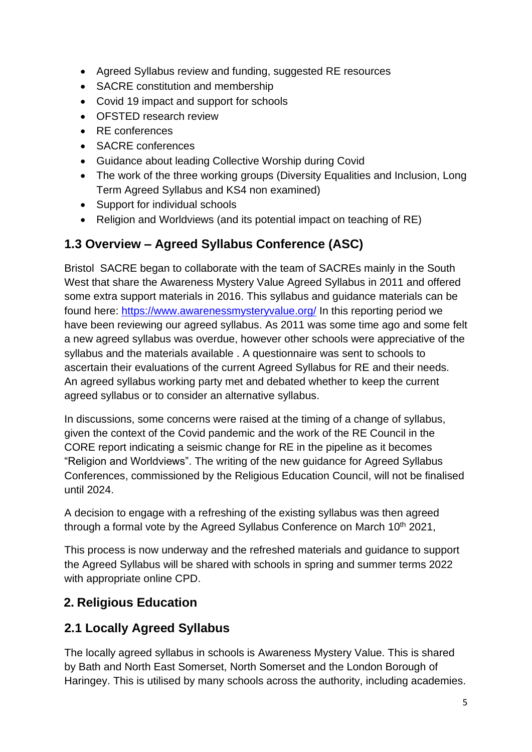- Agreed Syllabus review and funding, suggested RE resources
- SACRE constitution and membership
- Covid 19 impact and support for schools
- OFSTED research review
- RE conferences
- SACRE conferences
- Guidance about leading Collective Worship during Covid
- The work of the three working groups (Diversity Equalities and Inclusion, Long Term Agreed Syllabus and KS4 non examined)
- Support for individual schools
- Religion and Worldviews (and its potential impact on teaching of RE)

## 1.3 Overview – Agreed Syllabus Conference (ASC)

Bristol SACRE began to collaborate with the team of SACREs mainly in the South West that share the Awareness Mystery Value Agreed Syllabus in 2011 and offered some extra support materials in 2016. This syllabus and guidance materials can be found here: https://www.awarenessmysteryvalue.org/ In this reporting period we have been reviewing our agreed syllabus. As 2011 was some time ago and some felt a new agreed syllabus was overdue, however other schools were appreciative of the syllabus and the materials available . A questionnaire was sent to schools to ascertain their evaluations of the current Agreed Syllabus for RE and their needs. An agreed syllabus working party met and debated whether to keep the current agreed syllabus or to consider an alternative syllabus.

In discussions, some concerns were raised at the timing of a change of syllabus, given the context of the Covid pandemic and the work of the RE Council in the CORE report indicating a seismic change for RE in the pipeline as it becomes "Religion and Worldviews". The writing of the new guidance for Agreed Syllabus Conferences, commissioned by the Religious Education Council, will not be finalised until 2024.

A decision to engage with a refreshing of the existing syllabus was then agreed through a formal vote by the Agreed Syllabus Conference on March 10th 2021,

This process is now underway and the refreshed materials and guidance to support the Agreed Syllabus will be shared with schools in spring and summer terms 2022 with appropriate online CPD.

## 2. Religious Education

## 2.1 Locally Agreed Syllabus

The locally agreed syllabus in schools is Awareness Mystery Value. This is shared by Bath and North East Somerset, North Somerset and the London Borough of Haringey. This is utilised by many schools across the authority, including academies.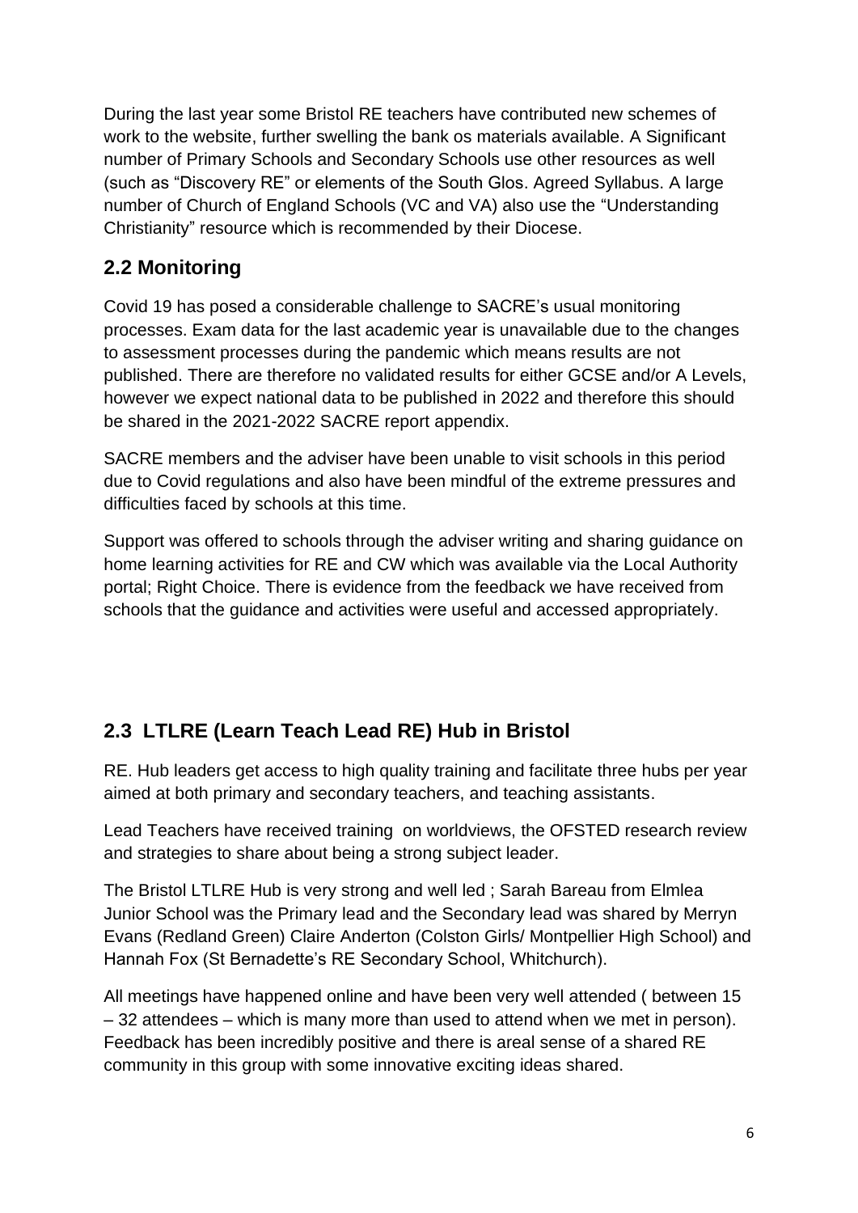During the last year some Bristol RE teachers have contributed new schemes of work to the website, further swelling the bank os materials available. A Significant number of Primary Schools and Secondary Schools use other resources as well (such as "Discovery RE" or elements of the South Glos. Agreed Syllabus. A large number of Church of England Schools (VC and VA) also use the "Understanding Christianity" resource which is recommended by their Diocese.

## 2.2 Monitoring

Covid 19 has posed a considerable challenge to SACRE's usual monitoring processes. Exam data for the last academic year is unavailable due to the changes to assessment processes during the pandemic which means results are not published. There are therefore no validated results for either GCSE and/or A Levels, however we expect national data to be published in 2022 and therefore this should be shared in the 2021-2022 SACRE report appendix.

SACRE members and the adviser have been unable to visit schools in this period due to Covid regulations and also have been mindful of the extreme pressures and difficulties faced by schools at this time.

Support was offered to schools through the adviser writing and sharing guidance on home learning activities for RE and CW which was available via the Local Authority portal; Right Choice. There is evidence from the feedback we have received from schools that the guidance and activities were useful and accessed appropriately.

## 2.3 LTLRE (Learn Teach Lead RE) Hub in Bristol

RE. Hub leaders get access to high quality training and facilitate three hubs per year aimed at both primary and secondary teachers, and teaching assistants.

Lead Teachers have received training on worldviews, the OFSTED research review and strategies to share about being a strong subject leader.

The Bristol LTLRE Hub is very strong and well led ; Sarah Bareau from Elmlea Junior School was the Primary lead and the Secondary lead was shared by Merryn Evans (Redland Green) Claire Anderton (Colston Girls/ Montpellier High School) and Hannah Fox (St Bernadette's RE Secondary School, Whitchurch).

All meetings have happened online and have been very well attended ( between 15 – 32 attendees – which is many more than used to attend when we met in person). Feedback has been incredibly positive and there is areal sense of a shared RE community in this group with some innovative exciting ideas shared.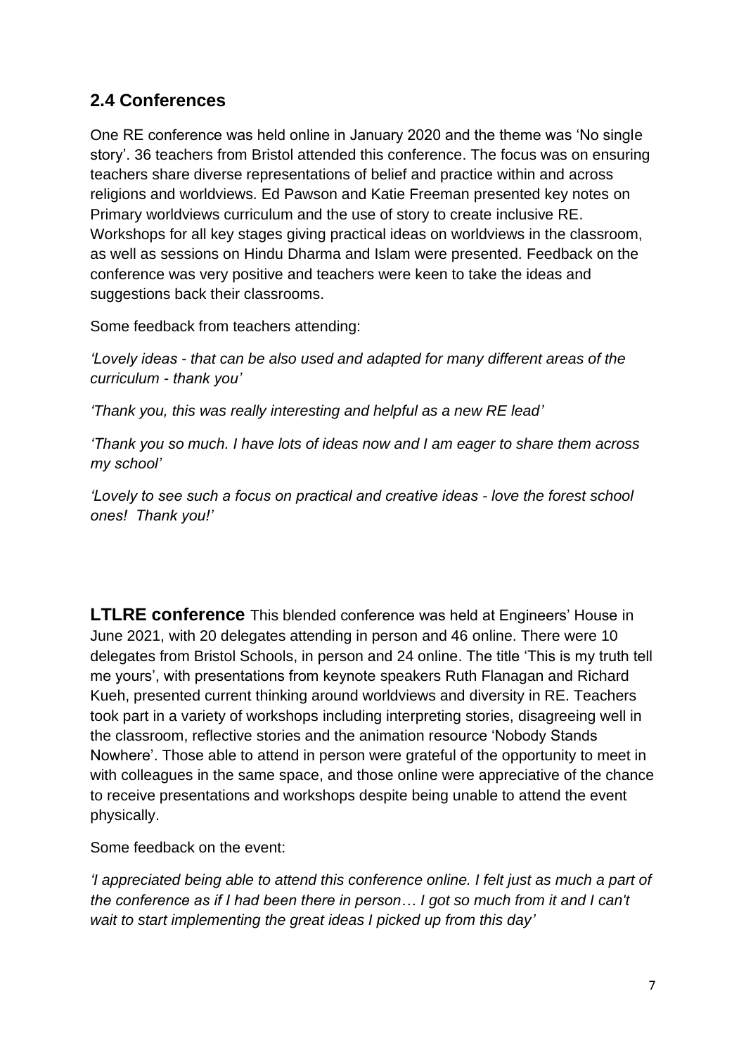## 2.4 Conferences

One RE conference was held online in January 2020 and the theme was 'No single story'. 36 teachers from Bristol attended this conference. The focus was on ensuring teachers share diverse representations of belief and practice within and across religions and worldviews. Ed Pawson and Katie Freeman presented key notes on Primary worldviews curriculum and the use of story to create inclusive RE. Workshops for all key stages giving practical ideas on worldviews in the classroom, as well as sessions on Hindu Dharma and Islam were presented. Feedback on the conference was very positive and teachers were keen to take the ideas and suggestions back their classrooms.

Some feedback from teachers attending:

*'Lovely ideas - that can be also used and adapted for many different areas of the curriculum - thank you'*

*'Thank you, this was really interesting and helpful as a new RE lead'*

*'Thank you so much. I have lots of ideas now and I am eager to share them across my school'*

*'Lovely to see such a focus on practical and creative ideas - love the forest school ones! Thank you!'*

**LTLRE conference** This blended conference was held at Engineers' House in June 2021, with 20 delegates attending in person and 46 online. There were 10 delegates from Bristol Schools, in person and 24 online. The title 'This is my truth tell me yours', with presentations from keynote speakers Ruth Flanagan and Richard Kueh, presented current thinking around worldviews and diversity in RE. Teachers took part in a variety of workshops including interpreting stories, disagreeing well in the classroom, reflective stories and the animation resource 'Nobody Stands Nowhere'. Those able to attend in person were grateful of the opportunity to meet in with colleagues in the same space, and those online were appreciative of the chance to receive presentations and workshops despite being unable to attend the event physically.

Some feedback on the event:

*'I appreciated being able to attend this conference online. I felt just as much a part of the conference as if I had been there in person… I got so much from it and I can't wait to start implementing the great ideas I picked up from this day'*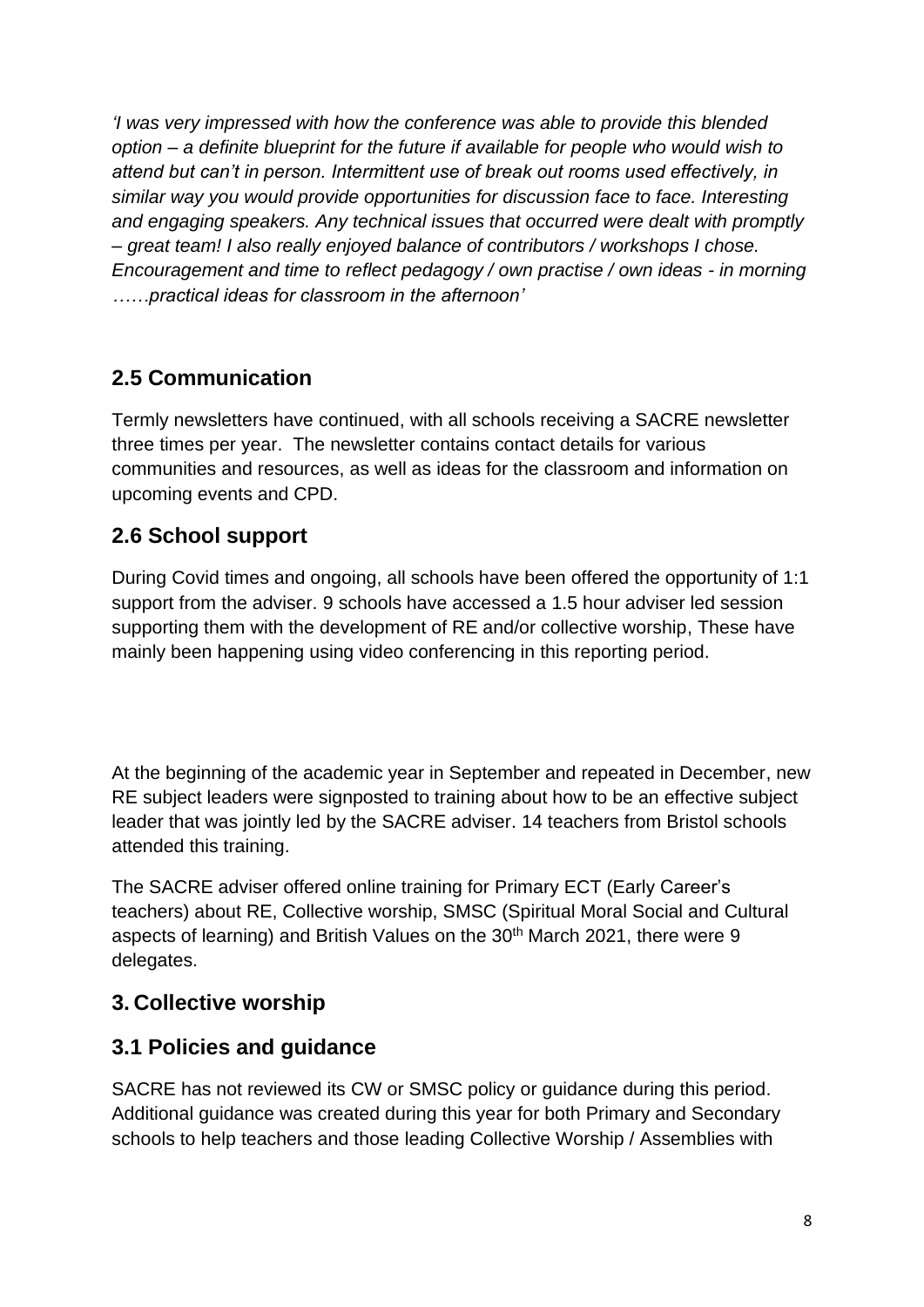*'I was very impressed with how the conference was able to provide this blended option – a definite blueprint for the future if available for people who would wish to attend but can't in person. Intermittent use of break out rooms used effectively, in similar way you would provide opportunities for discussion face to face. Interesting and engaging speakers. Any technical issues that occurred were dealt with promptly – great team! I also really enjoyed balance of contributors / workshops I chose. Encouragement and time to reflect pedagogy / own practise / own ideas - in morning ……practical ideas for classroom in the afternoon'*

## 2.5 Communication

Termly newsletters have continued, with all schools receiving a SACRE newsletter three times per year. The newsletter contains contact details for various communities and resources, as well as ideas for the classroom and information on upcoming events and CPD.

## 2.6 School support

During Covid times and ongoing, all schools have been offered the opportunity of 1:1 support from the adviser. 9 schools have accessed a 1.5 hour adviser led session supporting them with the development of RE and/or collective worship, These have mainly been happening using video conferencing in this reporting period.

At the beginning of the academic year in September and repeated in December, new RE subject leaders were signposted to training about how to be an effective subject leader that was jointly led by the SACRE adviser. 14 teachers from Bristol schools attended this training.

The SACRE adviser offered online training for Primary ECT (Early Career's teachers) about RE, Collective worship, SMSC (Spiritual Moral Social and Cultural aspects of learning) and British Values on the 30th March 2021, there were 9 delegates.

# 3. Collective worship

## 3.1 Policies and guidance

SACRE has not reviewed its CW or SMSC policy or guidance during this period. Additional guidance was created during this year for both Primary and Secondary schools to help teachers and those leading Collective Worship / Assemblies with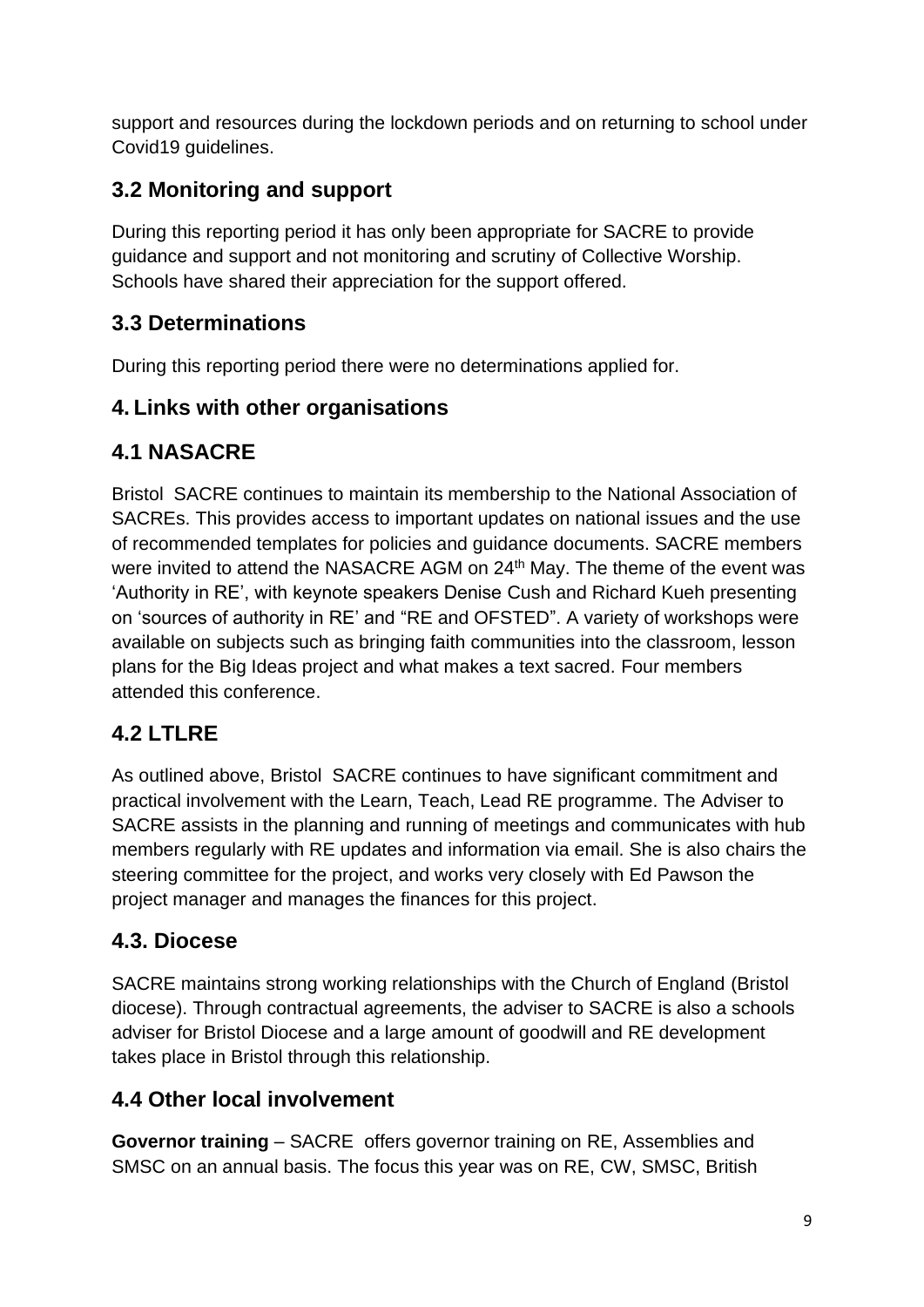support and resources during the lockdown periods and on returning to school under Covid19 guidelines.

## 3.2 Monitoring and support

During this reporting period it has only been appropriate for SACRE to provide guidance and support and not monitoring and scrutiny of Collective Worship. Schools have shared their appreciation for the support offered.

## 3.3 Determinations

During this reporting period there were no determinations applied for.

## 4. Links with other organisations

## 4.1 NASACRE

Bristol SACRE continues to maintain its membership to the National Association of SACREs. This provides access to important updates on national issues and the use of recommended templates for policies and guidance documents. SACRE members were invited to attend the NASACRE AGM on 24th May. The theme of the event was 'Authority in RE', with keynote speakers Denise Cush and Richard Kueh presenting on 'sources of authority in RE' and "RE and OFSTED". A variety of workshops were available on subjects such as bringing faith communities into the classroom, lesson plans for the Big Ideas project and what makes a text sacred. Four members attended this conference.

## 4.2 LTLRE

As outlined above, Bristol SACRE continues to have significant commitment and practical involvement with the Learn, Teach, Lead RE programme. The Adviser to SACRE assists in the planning and running of meetings and communicates with hub members regularly with RE updates and information via email. She is also chairs the steering committee for the project, and works very closely with Ed Pawson the project manager and manages the finances for this project.

## 4.3. Diocese

SACRE maintains strong working relationships with the Church of England (Bristol diocese). Through contractual agreements, the adviser to SACRE is also a schools adviser for Bristol Diocese and a large amount of goodwill and RE development takes place in Bristol through this relationship.

## 4.4 Other local involvement

**Governor training** – SACRE offers governor training on RE, Assemblies and SMSC on an annual basis. The focus this year was on RE, CW, SMSC, British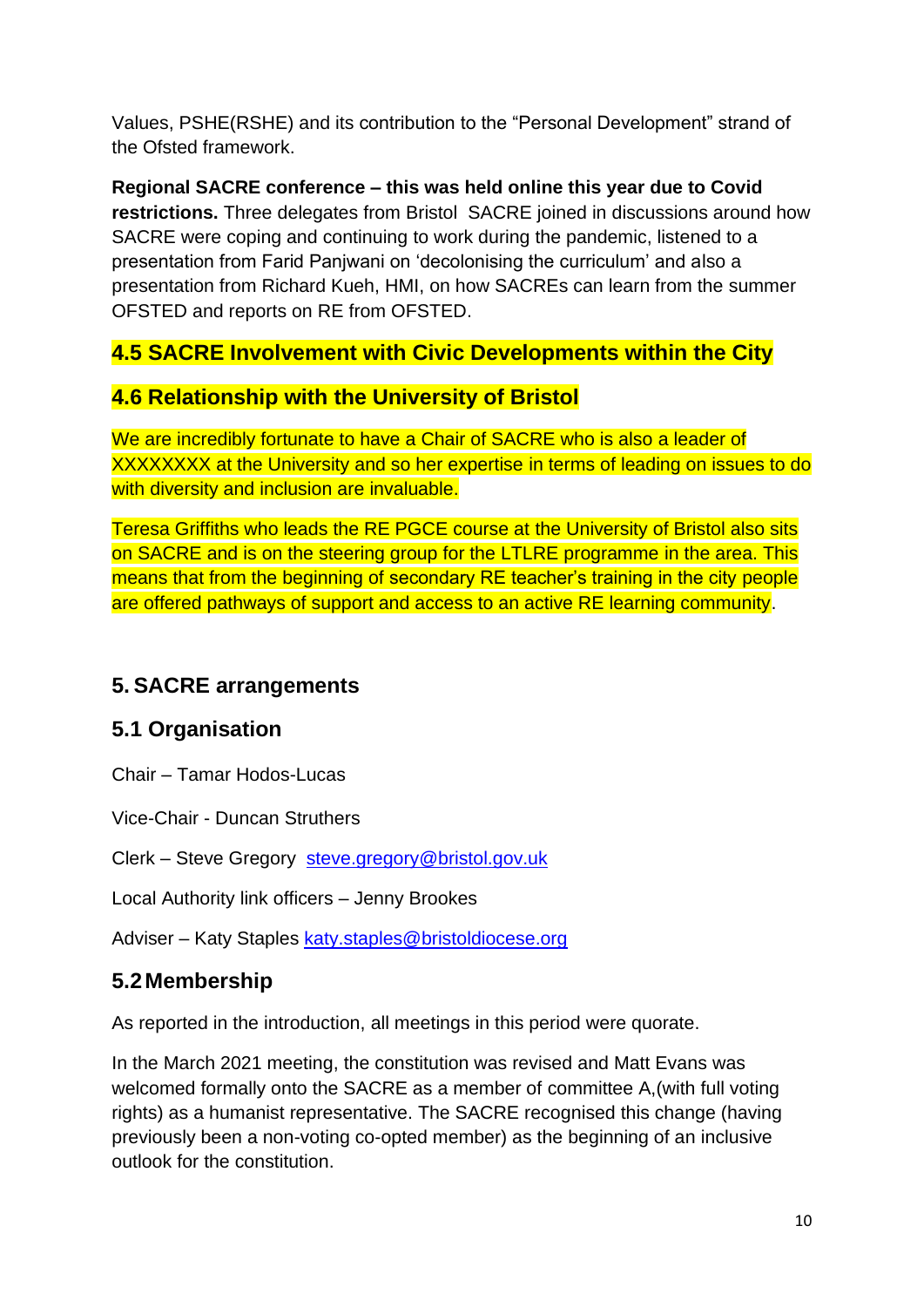Values, PSHE(RSHE) and its contribution to the “Personal Development” strand of the Ofsted framework.

**Regional SACRE conference – this was held online this year due to Covid restrictions.** Three delegates from Bristol SACRE joined in discussions around how SACRE were coping and continuing to work during the pandemic, listened to a presentation from Farid Panjwani on ‘decolonising the curriculum’ and also a presentation from Richard Kueh, HMI, on how SACREs can learn from the summer OFSTED and reports on RE from OFSTED.

### 4.5 SACRE Involvement with Civic Developments within the City

### 4.6 Relationship with the University of Bristol

We are incredibly fortunate to have a Chair of SACRE who is also a leader of XXXXXXXX at the University and so her expertise in terms of leading on issues to do with diversity and inclusion are invaluable.

Teresa Griffiths who leads the RE PGCE course at the University of Bristol also sits on SACRE and is on the steering group for the LTLRE programme in the area. This means that from the beginning of secondary RE teacher’s training in the city people are offered pathways of support and access to an active RE learning community.

## 5. SACRE arrangements

### 5.1 Organisation

Chair – Tamar Hodos-Lucas

Vice-Chair - Duncan Struthers

Clerk – Steve Gregory steve.gregory@bristol.gov.uk

Local Authority link officers – Jenny Brookes

Adviser – Katy Staples katy.staples@bristoldiocese.org

### 5.2 Membership

As reported in the introduction, all meetings in this period were quorate.

In the March 2021 meeting, the constitution was revised and Matt Evans was welcomed formally onto the SACRE as a member of committee A,(with full voting rights) as a humanist representative. The SACRE recognised this change (having previously been a non-voting co-opted member) as the beginning of an inclusive outlook for the constitution.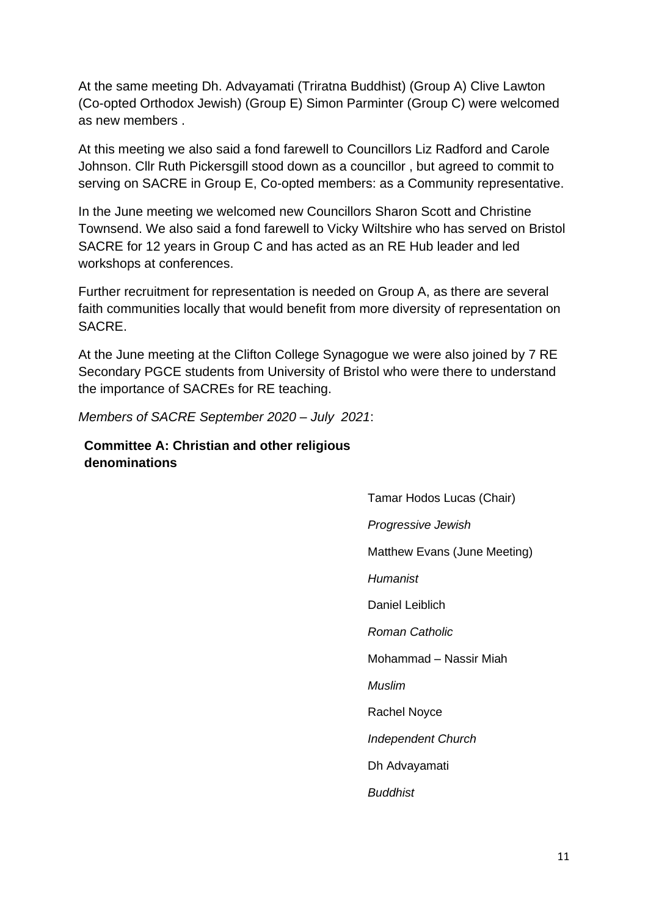At the same meeting Dh. Advayamati (Triratna Buddhist) (Group A) Clive Lawton (Co-opted Orthodox Jewish) (Group E) Simon Parminter (Group C) were welcomed as new members .

At this meeting we also said a fond farewell to Councillors Liz Radford and Carole Johnson. Cllr Ruth Pickersgill stood down as a councillor , but agreed to commit to serving on SACRE in Group E, Co-opted members: as a Community representative.

In the June meeting we welcomed new Councillors Sharon Scott and Christine Townsend. We also said a fond farewell to Vicky Wiltshire who has served on Bristol SACRE for 12 years in Group C and has acted as an RE Hub leader and led workshops at conferences.

Further recruitment for representation is needed on Group A, as there are several faith communities locally that would benefit from more diversity of representation on SACRE.

At the June meeting at the Clifton College Synagogue we were also joined by 7 RE Secondary PGCE students from University of Bristol who were there to understand the importance of SACREs for RE teaching.

*Members of SACRE September 2020 – July 2021*:

**Committee A: Christian and other religious denominations**

Tamar Hodos Lucas (Chair)

*Progressive Jewish*

Matthew Evans (June Meeting)

*Humanist*

Daniel Leiblich

*Roman Catholic*

Mohammad – Nassir Miah

*Muslim*

Rachel Noyce

*Independent Church*

Dh Advayamati

*Buddhist*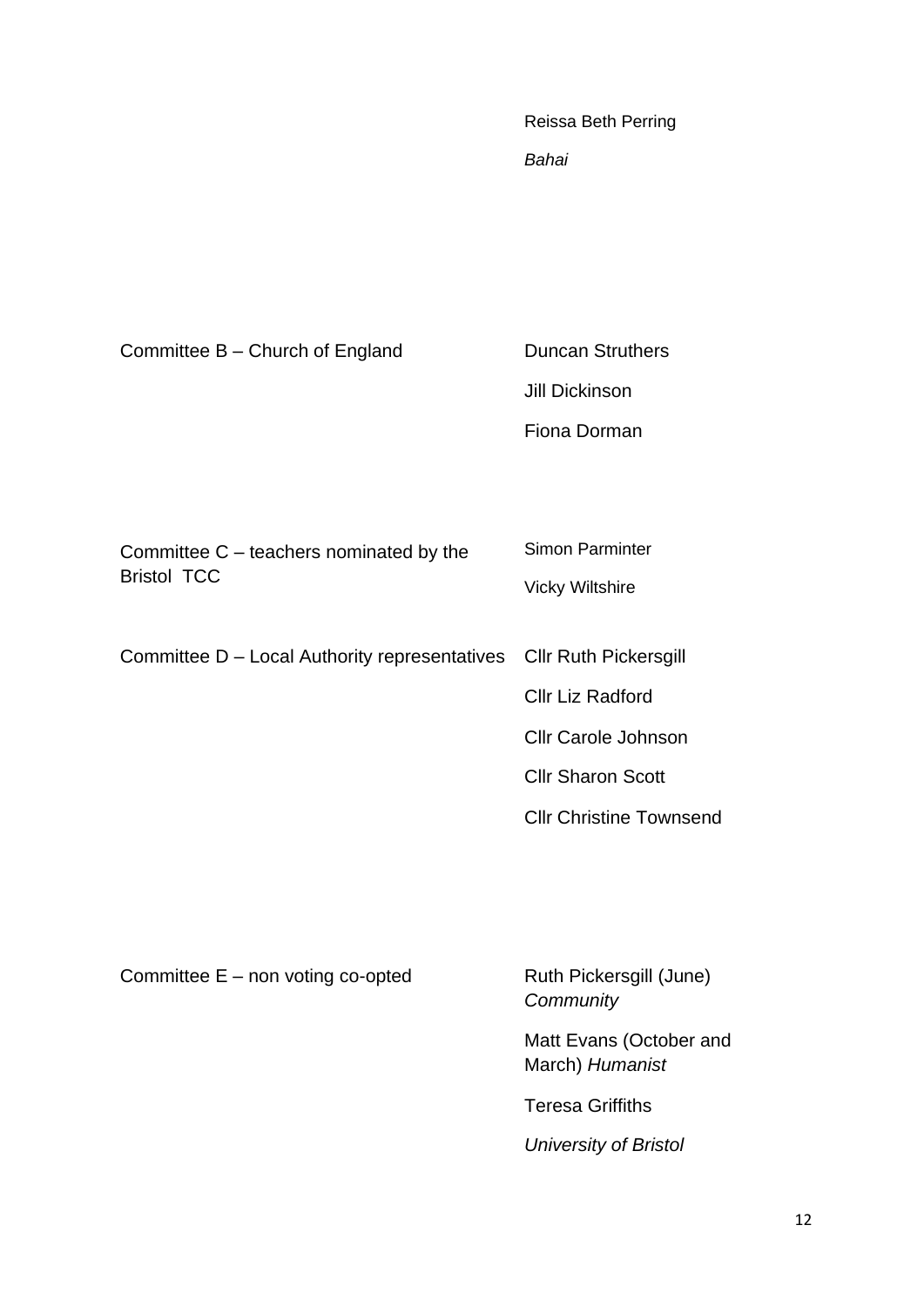| | |
|---|---|
| | Reissa Beth Perring<br>*Bahai* |
| Committee B – Church of England | Duncan Struthers<br>Jill Dickinson<br>Fiona Dorman |
| Committee C – teachers nominated by the Bristol TCC | Simon Parminter<br>Vicky Wiltshire |
| Committee D – Local Authority representatives | Cllr Ruth Pickersgill<br>Cllr Liz Radford<br>Cllr Carole Johnson<br>Cllr Sharon Scott<br>Cllr Christine Townsend |
| Committee E – non voting co-opted | Ruth Pickersgill (June) *Community*<br>Matt Evans (October and March) *Humanist*<br>Teresa Griffiths<br>*University of Bristol* |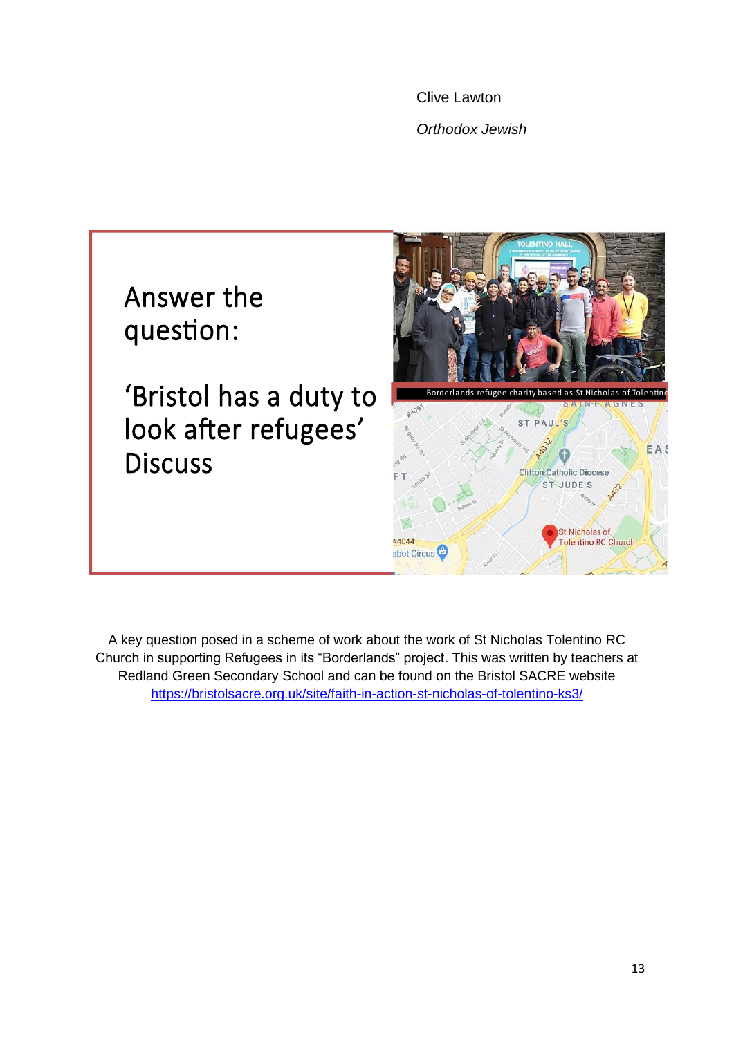Clive Lawton

*Orthodox Jewish*

Answer the question:

'Bristol has a duty to look after refugees' Discuss

Borderlands refugee charity based as St Nicholas of Tolentino

A key question posed in a scheme of work about the work of St Nicholas Tolentino RC Church in supporting Refugees in its "Borderlands" project. This was written by teachers at Redland Green Secondary School and can be found on the Bristol SACRE website https://bristolsacre.org.uk/site/faith-in-action-st-nicholas-of-tolentino-ks3/